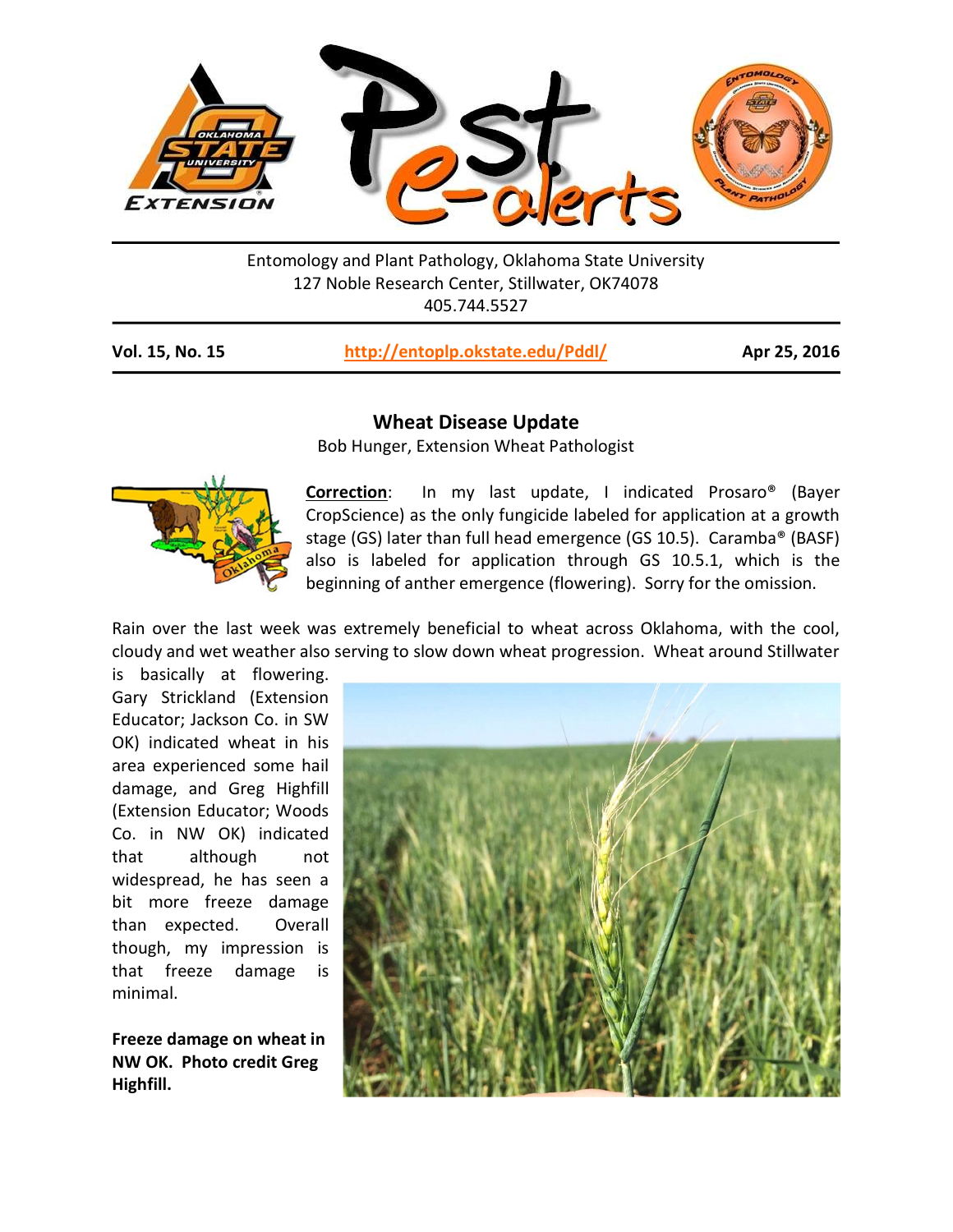Entomology and Plant Pathology, Oklahoma State University
127 Noble Research Center, Stillwater, OK74078
405.744.5527

**Vol. 15, No. 15** **http://entoplp.okstate.edu/Pddl/** **Apr 25, 2016**

## Wheat Disease Update

Bob Hunger, Extension Wheat Pathologist

**Correction**: In my last update, I indicated Prosaro® (Bayer CropScience) as the only fungicide labeled for application at a growth stage (GS) later than full head emergence (GS 10.5). Caramba® (BASF) also is labeled for application through GS 10.5.1, which is the beginning of anther emergence (flowering). Sorry for the omission.

Rain over the last week was extremely beneficial to wheat across Oklahoma, with the cool, cloudy and wet weather also serving to slow down wheat progression. Wheat around Stillwater is basically at flowering. Gary Strickland (Extension Educator; Jackson Co. in SW OK) indicated wheat in his area experienced some hail damage, and Greg Highfill (Extension Educator; Woods Co. in NW OK) indicated that although not widespread, he has seen a bit more freeze damage than expected. Overall though, my impression is that freeze damage is minimal.

**Freeze damage on wheat in NW OK. Photo credit Greg Highfill.**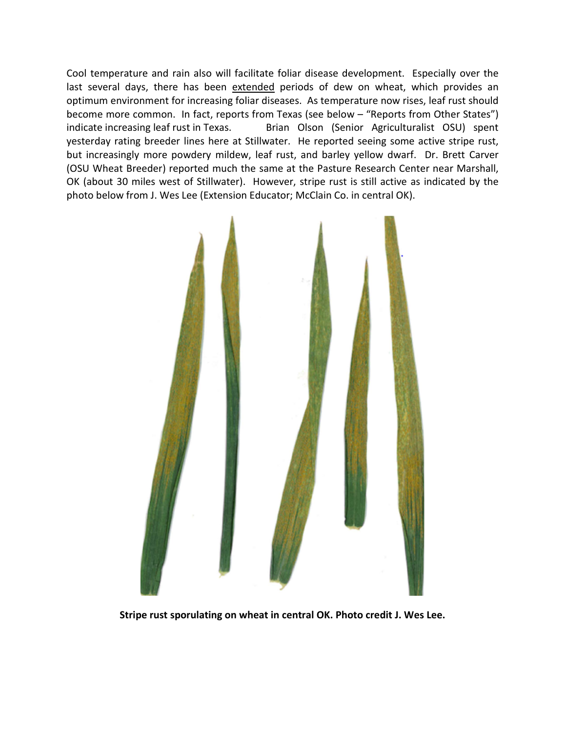Cool temperature and rain also will facilitate foliar disease development. Especially over the last several days, there has been extended periods of dew on wheat, which provides an optimum environment for increasing foliar diseases. As temperature now rises, leaf rust should become more common. In fact, reports from Texas (see below – "Reports from Other States") indicate increasing leaf rust in Texas. Brian Olson (Senior Agriculturalist OSU) spent yesterday rating breeder lines here at Stillwater. He reported seeing some active stripe rust, but increasingly more powdery mildew, leaf rust, and barley yellow dwarf. Dr. Brett Carver (OSU Wheat Breeder) reported much the same at the Pasture Research Center near Marshall, OK (about 30 miles west of Stillwater). However, stripe rust is still active as indicated by the photo below from J. Wes Lee (Extension Educator; McClain Co. in central OK).

**Stripe rust sporulating on wheat in central OK. Photo credit J. Wes Lee.**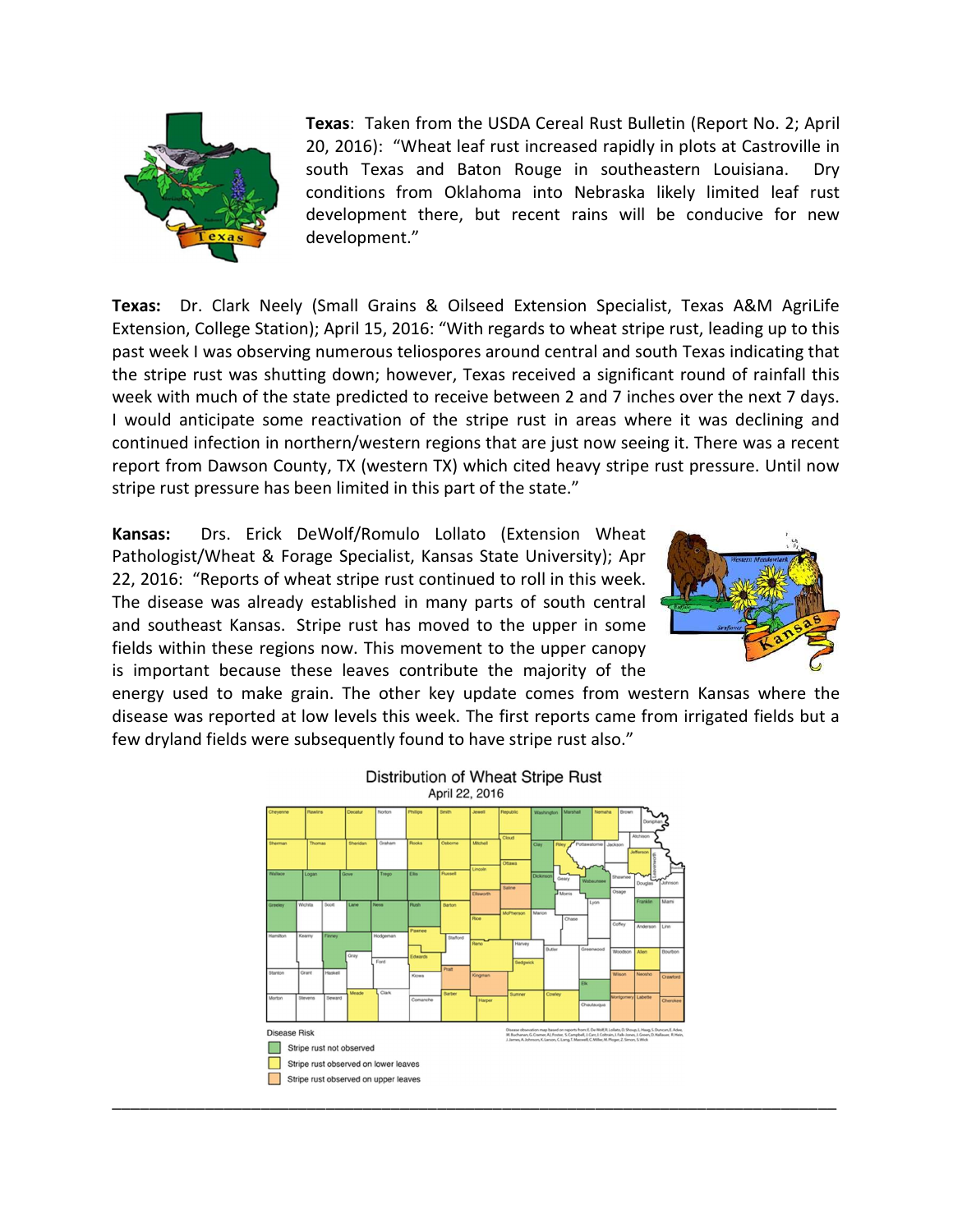**Texas**: Taken from the USDA Cereal Rust Bulletin (Report No. 2; April 20, 2016): "Wheat leaf rust increased rapidly in plots at Castroville in south Texas and Baton Rouge in southeastern Louisiana. Dry conditions from Oklahoma into Nebraska likely limited leaf rust development there, but recent rains will be conducive for new development."

**Texas:** Dr. Clark Neely (Small Grains & Oilseed Extension Specialist, Texas A&M AgriLife Extension, College Station); April 15, 2016: "With regards to wheat stripe rust, leading up to this past week I was observing numerous teliospores around central and south Texas indicating that the stripe rust was shutting down; however, Texas received a significant round of rainfall this week with much of the state predicted to receive between 2 and 7 inches over the next 7 days. I would anticipate some reactivation of the stripe rust in areas where it was declining and continued infection in northern/western regions that are just now seeing it. There was a recent report from Dawson County, TX (western TX) which cited heavy stripe rust pressure. Until now stripe rust pressure has been limited in this part of the state."

**Kansas:** Drs. Erick DeWolf/Romulo Lollato (Extension Wheat Pathologist/Wheat & Forage Specialist, Kansas State University); Apr 22, 2016: "Reports of wheat stripe rust continued to roll in this week. The disease was already established in many parts of south central and southeast Kansas. Stripe rust has moved to the upper in some fields within these regions now. This movement to the upper canopy is important because these leaves contribute the majority of the energy used to make grain. The other key update comes from western Kansas where the disease was reported at low levels this week. The first reports came from irrigated fields but a few dryland fields were subsequently found to have stripe rust also."

Distribution of Wheat Stripe Rust
April 22, 2016

Disease Risk
- Stripe rust not observed
- Stripe rust observed on lower leaves
- Stripe rust observed on upper leaves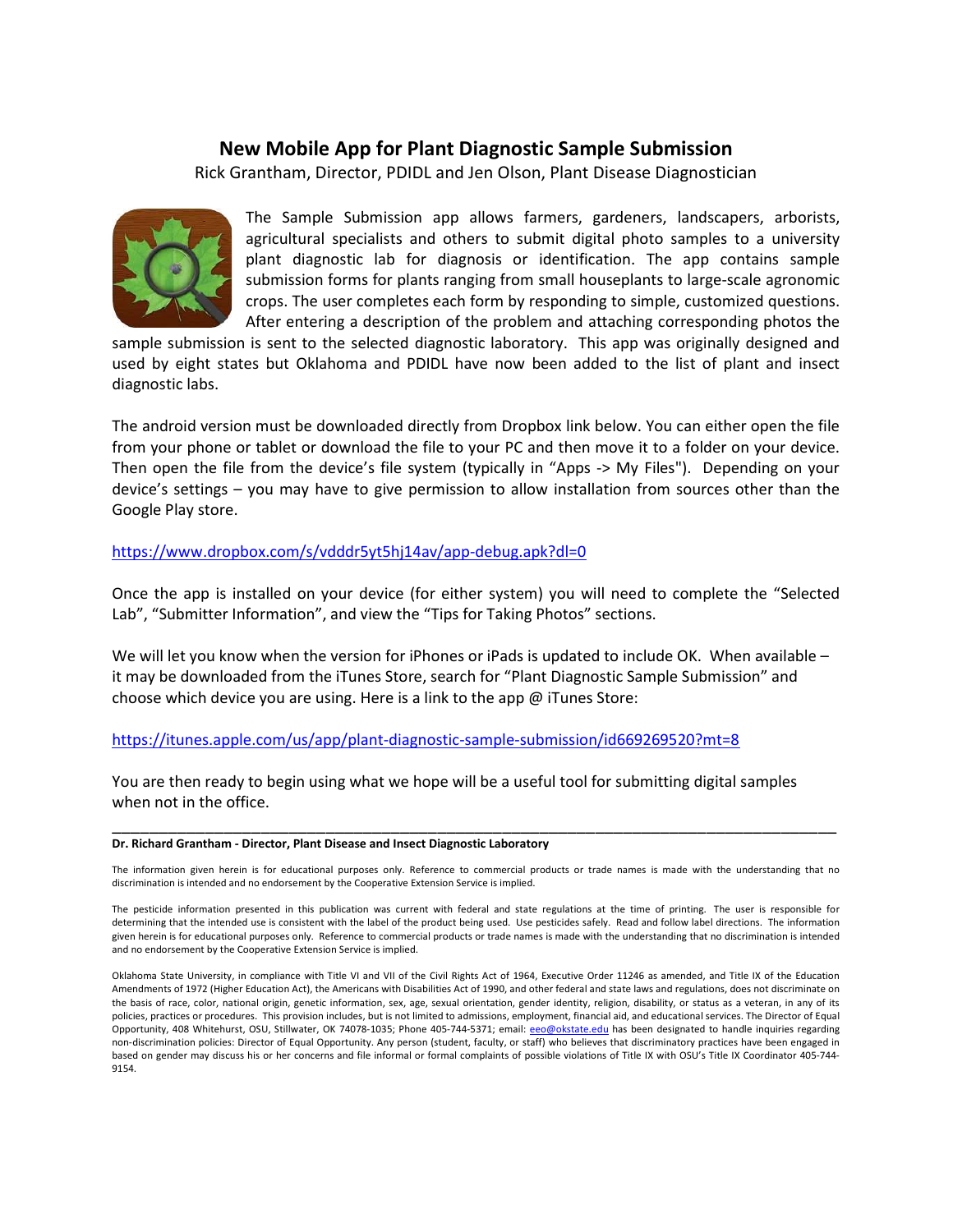# New Mobile App for Plant Diagnostic Sample Submission

Rick Grantham, Director, PDIDL and Jen Olson, Plant Disease Diagnostician

The Sample Submission app allows farmers, gardeners, landscapers, arborists, agricultural specialists and others to submit digital photo samples to a university plant diagnostic lab for diagnosis or identification. The app contains sample submission forms for plants ranging from small houseplants to large-scale agronomic crops. The user completes each form by responding to simple, customized questions. After entering a description of the problem and attaching corresponding photos the sample submission is sent to the selected diagnostic laboratory. This app was originally designed and used by eight states but Oklahoma and PDIDL have now been added to the list of plant and insect diagnostic labs.

The android version must be downloaded directly from Dropbox link below. You can either open the file from your phone or tablet or download the file to your PC and then move it to a folder on your device. Then open the file from the device's file system (typically in "Apps -> My Files"). Depending on your device's settings – you may have to give permission to allow installation from sources other than the Google Play store.

https://www.dropbox.com/s/vdddr5yt5hj14av/app-debug.apk?dl=0

Once the app is installed on your device (for either system) you will need to complete the "Selected Lab", "Submitter Information", and view the "Tips for Taking Photos" sections.

We will let you know when the version for iPhones or iPads is updated to include OK. When available – it may be downloaded from the iTunes Store, search for "Plant Diagnostic Sample Submission" and choose which device you are using. Here is a link to the app @ iTunes Store:

https://itunes.apple.com/us/app/plant-diagnostic-sample-submission/id669269520?mt=8

You are then ready to begin using what we hope will be a useful tool for submitting digital samples when not in the office.

---

**Dr. Richard Grantham - Director, Plant Disease and Insect Diagnostic Laboratory**

The information given herein is for educational purposes only. Reference to commercial products or trade names is made with the understanding that no discrimination is intended and no endorsement by the Cooperative Extension Service is implied.

The pesticide information presented in this publication was current with federal and state regulations at the time of printing. The user is responsible for determining that the intended use is consistent with the label of the product being used. Use pesticides safely. Read and follow label directions. The information given herein is for educational purposes only. Reference to commercial products or trade names is made with the understanding that no discrimination is intended and no endorsement by the Cooperative Extension Service is implied.

Oklahoma State University, in compliance with Title VI and VII of the Civil Rights Act of 1964, Executive Order 11246 as amended, and Title IX of the Education Amendments of 1972 (Higher Education Act), the Americans with Disabilities Act of 1990, and other federal and state laws and regulations, does not discriminate on the basis of race, color, national origin, genetic information, sex, age, sexual orientation, gender identity, religion, disability, or status as a veteran, in any of its policies, practices or procedures. This provision includes, but is not limited to admissions, employment, financial aid, and educational services. The Director of Equal Opportunity, 408 Whitehurst, OSU, Stillwater, OK 74078-1035; Phone 405-744-5371; email: eeo@okstate.edu has been designated to handle inquiries regarding non-discrimination policies: Director of Equal Opportunity. Any person (student, faculty, or staff) who believes that discriminatory practices have been engaged in based on gender may discuss his or her concerns and file informal or formal complaints of possible violations of Title IX with OSU's Title IX Coordinator 405-744-9154.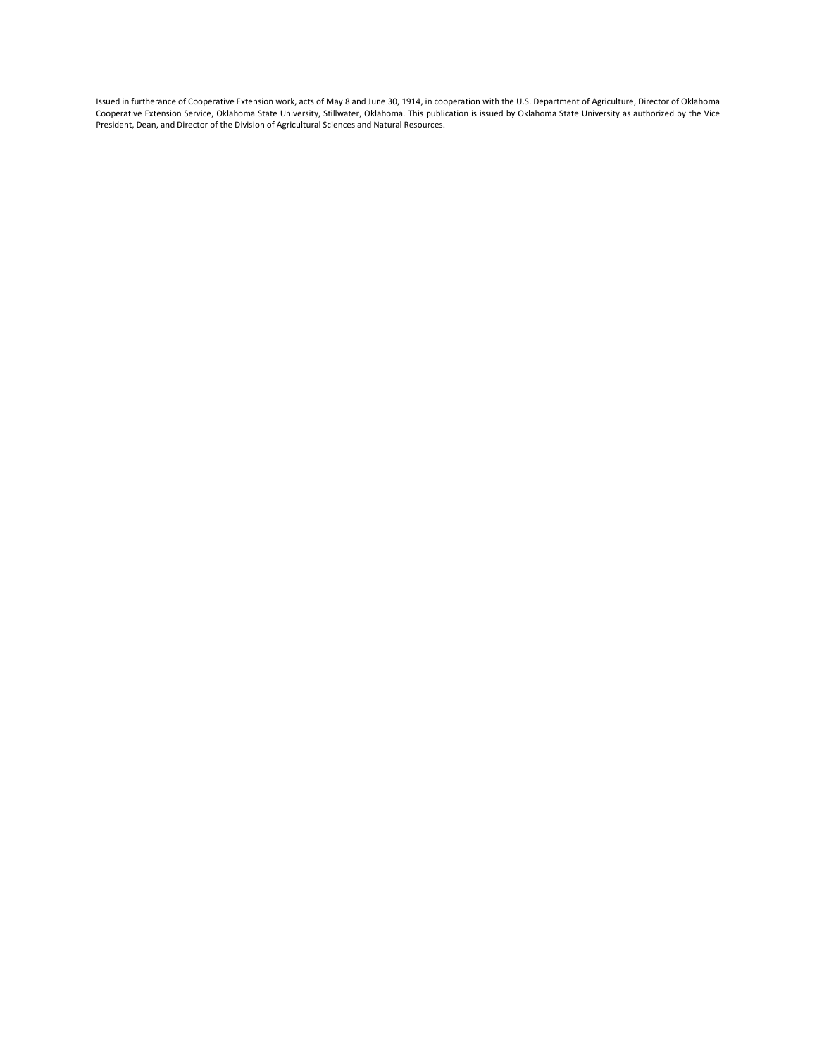Issued in furtherance of Cooperative Extension work, acts of May 8 and June 30, 1914, in cooperation with the U.S. Department of Agriculture, Director of Oklahoma Cooperative Extension Service, Oklahoma State University, Stillwater, Oklahoma. This publication is issued by Oklahoma State University as authorized by the Vice President, Dean, and Director of the Division of Agricultural Sciences and Natural Resources.